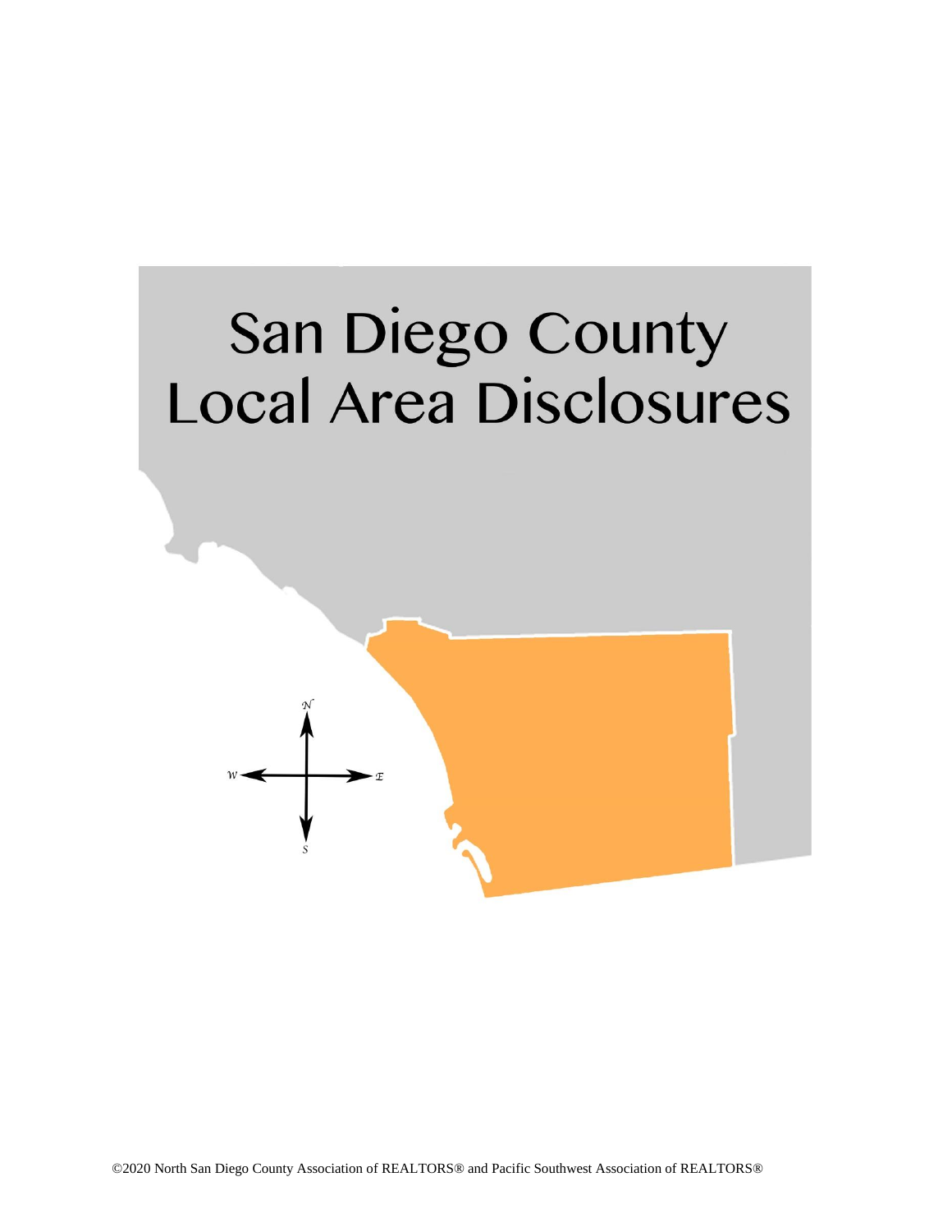# San Diego County Local Area Disclosures

©2020 North San Diego County Association of REALTORS® and Pacific Southwest Association of REALTORS®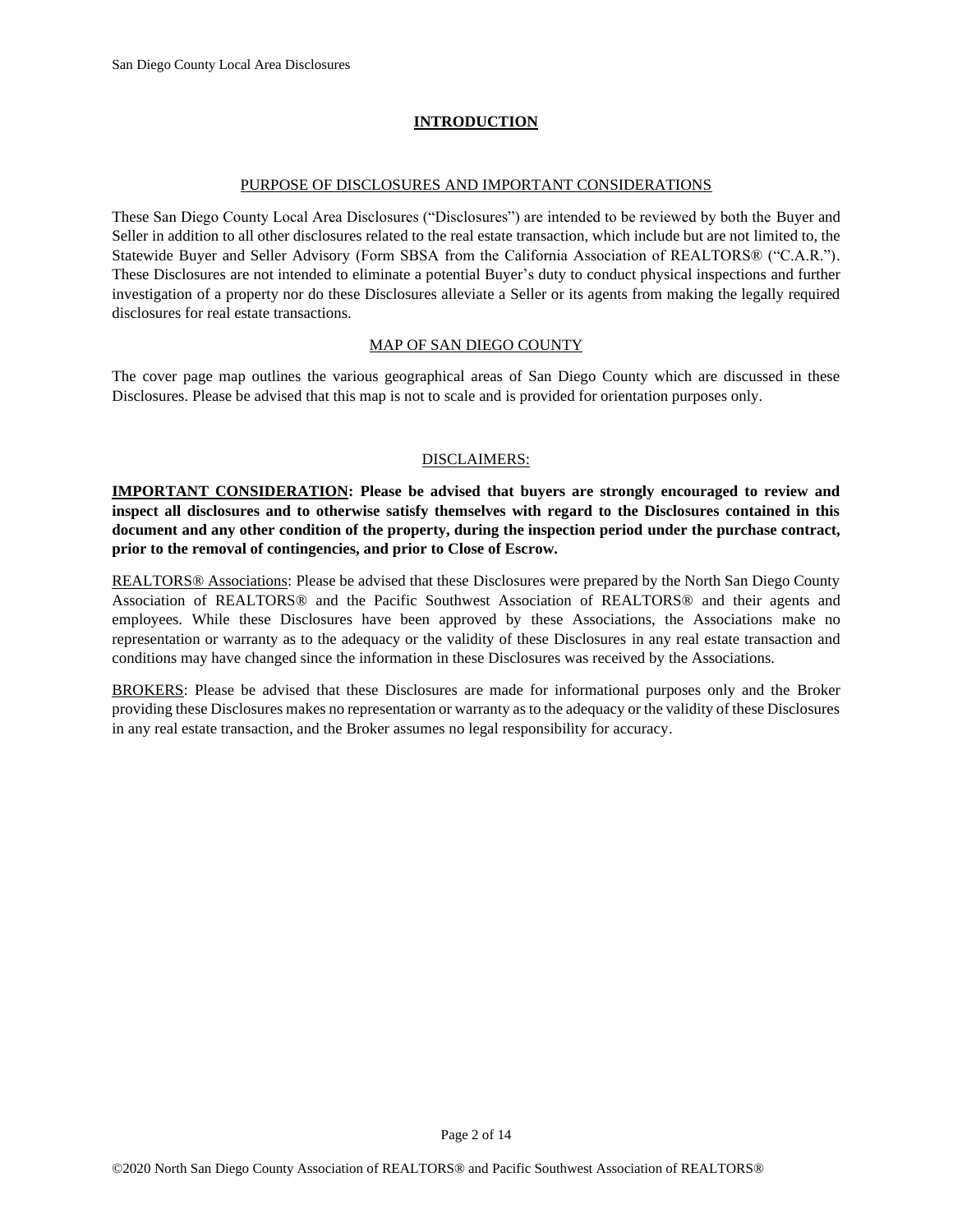# INTRODUCTION

## PURPOSE OF DISCLOSURES AND IMPORTANT CONSIDERATIONS

These San Diego County Local Area Disclosures ("Disclosures") are intended to be reviewed by both the Buyer and Seller in addition to all other disclosures related to the real estate transaction, which include but are not limited to, the Statewide Buyer and Seller Advisory (Form SBSA from the California Association of REALTORS® ("C.A.R."). These Disclosures are not intended to eliminate a potential Buyer's duty to conduct physical inspections and further investigation of a property nor do these Disclosures alleviate a Seller or its agents from making the legally required disclosures for real estate transactions.

## MAP OF SAN DIEGO COUNTY

The cover page map outlines the various geographical areas of San Diego County which are discussed in these Disclosures. Please be advised that this map is not to scale and is provided for orientation purposes only.

## DISCLAIMERS:

**IMPORTANT CONSIDERATION: Please be advised that buyers are strongly encouraged to review and inspect all disclosures and to otherwise satisfy themselves with regard to the Disclosures contained in this document and any other condition of the property, during the inspection period under the purchase contract, prior to the removal of contingencies, and prior to Close of Escrow.**

REALTORS® Associations: Please be advised that these Disclosures were prepared by the North San Diego County Association of REALTORS® and the Pacific Southwest Association of REALTORS® and their agents and employees. While these Disclosures have been approved by these Associations, the Associations make no representation or warranty as to the adequacy or the validity of these Disclosures in any real estate transaction and conditions may have changed since the information in these Disclosures was received by the Associations.

BROKERS: Please be advised that these Disclosures are made for informational purposes only and the Broker providing these Disclosures makes no representation or warranty as to the adequacy or the validity of these Disclosures in any real estate transaction, and the Broker assumes no legal responsibility for accuracy.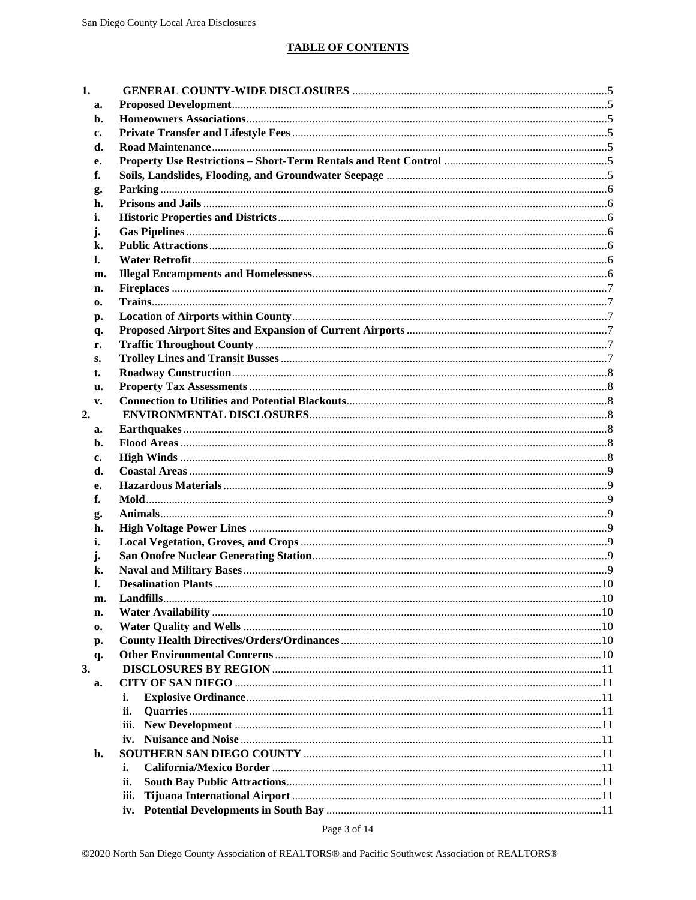## TABLE OF CONTENTS

1. **GENERAL COUNTY-WIDE DISCLOSURES** ... 5
   - a. **Proposed Development** ... 5
   - b. **Homeowners Associations** ... 5
   - c. **Private Transfer and Lifestyle Fees** ... 5
   - d. **Road Maintenance** ... 5
   - e. **Property Use Restrictions – Short-Term Rentals and Rent Control** ... 5
   - f. **Soils, Landslides, Flooding, and Groundwater Seepage** ... 5
   - g. **Parking** ... 6
   - h. **Prisons and Jails** ... 6
   - i. **Historic Properties and Districts** ... 6
   - j. **Gas Pipelines** ... 6
   - k. **Public Attractions** ... 6
   - l. **Water Retrofit** ... 6
   - m. **Illegal Encampments and Homelessness** ... 6
   - n. **Fireplaces** ... 7
   - o. **Trains** ... 7
   - p. **Location of Airports within County** ... 7
   - q. **Proposed Airport Sites and Expansion of Current Airports** ... 7
   - r. **Traffic Throughout County** ... 7
   - s. **Trolley Lines and Transit Busses** ... 7
   - t. **Roadway Construction** ... 8
   - u. **Property Tax Assessments** ... 8
   - v. **Connection to Utilities and Potential Blackouts** ... 8
2. **ENVIRONMENTAL DISCLOSURES** ... 8
   - a. **Earthquakes** ... 8
   - b. **Flood Areas** ... 8
   - c. **High Winds** ... 8
   - d. **Coastal Areas** ... 9
   - e. **Hazardous Materials** ... 9
   - f. **Mold** ... 9
   - g. **Animals** ... 9
   - h. **High Voltage Power Lines** ... 9
   - i. **Local Vegetation, Groves, and Crops** ... 9
   - j. **San Onofre Nuclear Generating Station** ... 9
   - k. **Naval and Military Bases** ... 9
   - l. **Desalination Plants** ... 10
   - m. **Landfills** ... 10
   - n. **Water Availability** ... 10
   - o. **Water Quality and Wells** ... 10
   - p. **County Health Directives/Orders/Ordinances** ... 10
   - q. **Other Environmental Concerns** ... 10
3. **DISCLOSURES BY REGION** ... 11
   - a. **CITY OF SAN DIEGO** ... 11
     - i. **Explosive Ordinance** ... 11
     - ii. **Quarries** ... 11
     - iii. **New Development** ... 11
     - iv. **Nuisance and Noise** ... 11
   - b. **SOUTHERN SAN DIEGO COUNTY** ... 11
     - i. **California/Mexico Border** ... 11
     - ii. **South Bay Public Attractions** ... 11
     - iii. **Tijuana International Airport** ... 11
     - iv. **Potential Developments in South Bay** ... 11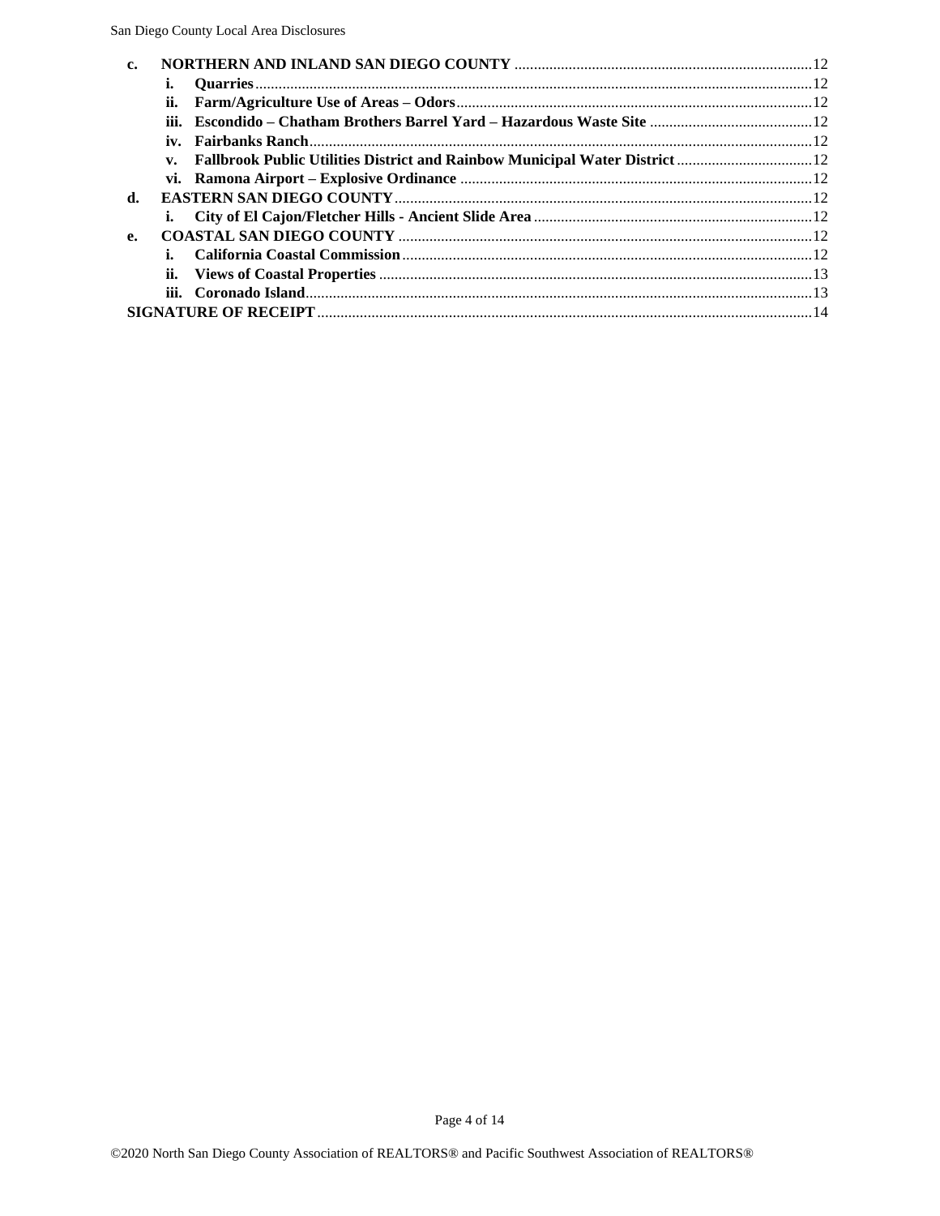- **c. NORTHERN AND INLAND SAN DIEGO COUNTY** .......... 12
  - **i. Quarries** .......... 12
  - **ii. Farm/Agriculture Use of Areas – Odors** .......... 12
  - **iii. Escondido – Chatham Brothers Barrel Yard – Hazardous Waste Site** .......... 12
  - **iv. Fairbanks Ranch** .......... 12
  - **v. Fallbrook Public Utilities District and Rainbow Municipal Water District** .......... 12
  - **vi. Ramona Airport – Explosive Ordinance** .......... 12
- **d. EASTERN SAN DIEGO COUNTY** .......... 12
  - **i. City of El Cajon/Fletcher Hills - Ancient Slide Area** .......... 12
- **e. COASTAL SAN DIEGO COUNTY** .......... 12
  - **i. California Coastal Commission** .......... 12
  - **ii. Views of Coastal Properties** .......... 13
  - **iii. Coronado Island** .......... 13

**SIGNATURE OF RECEIPT** .......... 14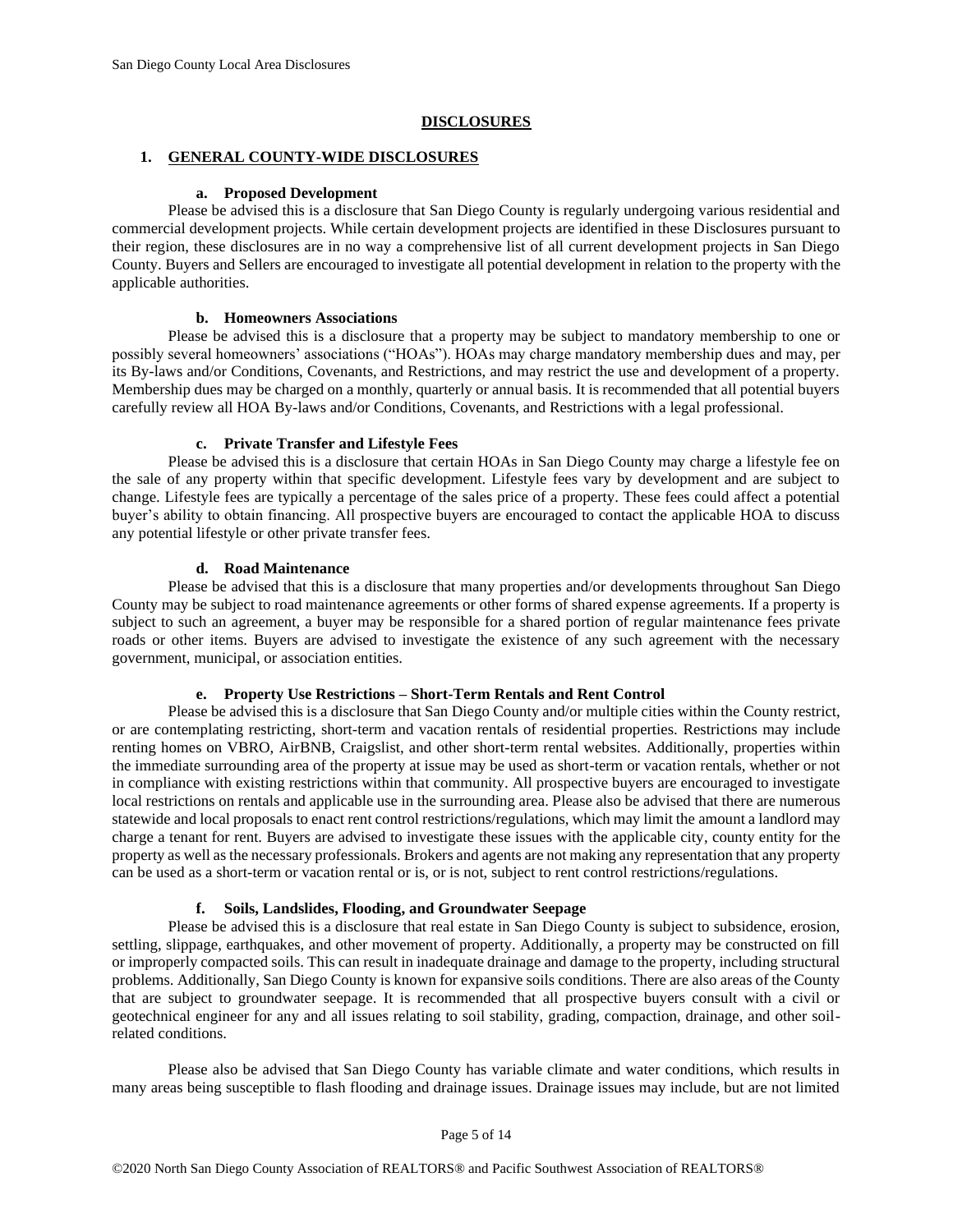# DISCLOSURES

## 1. GENERAL COUNTY-WIDE DISCLOSURES

### a. Proposed Development

Please be advised this is a disclosure that San Diego County is regularly undergoing various residential and commercial development projects. While certain development projects are identified in these Disclosures pursuant to their region, these disclosures are in no way a comprehensive list of all current development projects in San Diego County. Buyers and Sellers are encouraged to investigate all potential development in relation to the property with the applicable authorities.

### b. Homeowners Associations

Please be advised this is a disclosure that a property may be subject to mandatory membership to one or possibly several homeowners' associations ("HOAs"). HOAs may charge mandatory membership dues and may, per its By-laws and/or Conditions, Covenants, and Restrictions, and may restrict the use and development of a property. Membership dues may be charged on a monthly, quarterly or annual basis. It is recommended that all potential buyers carefully review all HOA By-laws and/or Conditions, Covenants, and Restrictions with a legal professional.

### c. Private Transfer and Lifestyle Fees

Please be advised this is a disclosure that certain HOAs in San Diego County may charge a lifestyle fee on the sale of any property within that specific development. Lifestyle fees vary by development and are subject to change. Lifestyle fees are typically a percentage of the sales price of a property. These fees could affect a potential buyer's ability to obtain financing. All prospective buyers are encouraged to contact the applicable HOA to discuss any potential lifestyle or other private transfer fees.

### d. Road Maintenance

Please be advised that this is a disclosure that many properties and/or developments throughout San Diego County may be subject to road maintenance agreements or other forms of shared expense agreements. If a property is subject to such an agreement, a buyer may be responsible for a shared portion of regular maintenance fees private roads or other items. Buyers are advised to investigate the existence of any such agreement with the necessary government, municipal, or association entities.

### e. Property Use Restrictions – Short-Term Rentals and Rent Control

Please be advised this is a disclosure that San Diego County and/or multiple cities within the County restrict, or are contemplating restricting, short-term and vacation rentals of residential properties. Restrictions may include renting homes on VBRO, AirBNB, Craigslist, and other short-term rental websites. Additionally, properties within the immediate surrounding area of the property at issue may be used as short-term or vacation rentals, whether or not in compliance with existing restrictions within that community. All prospective buyers are encouraged to investigate local restrictions on rentals and applicable use in the surrounding area. Please also be advised that there are numerous statewide and local proposals to enact rent control restrictions/regulations, which may limit the amount a landlord may charge a tenant for rent. Buyers are advised to investigate these issues with the applicable city, county entity for the property as well as the necessary professionals. Brokers and agents are not making any representation that any property can be used as a short-term or vacation rental or is, or is not, subject to rent control restrictions/regulations.

### f. Soils, Landslides, Flooding, and Groundwater Seepage

Please be advised this is a disclosure that real estate in San Diego County is subject to subsidence, erosion, settling, slippage, earthquakes, and other movement of property. Additionally, a property may be constructed on fill or improperly compacted soils. This can result in inadequate drainage and damage to the property, including structural problems. Additionally, San Diego County is known for expansive soils conditions. There are also areas of the County that are subject to groundwater seepage. It is recommended that all prospective buyers consult with a civil or geotechnical engineer for any and all issues relating to soil stability, grading, compaction, drainage, and other soil-related conditions.

Please also be advised that San Diego County has variable climate and water conditions, which results in many areas being susceptible to flash flooding and drainage issues. Drainage issues may include, but are not limited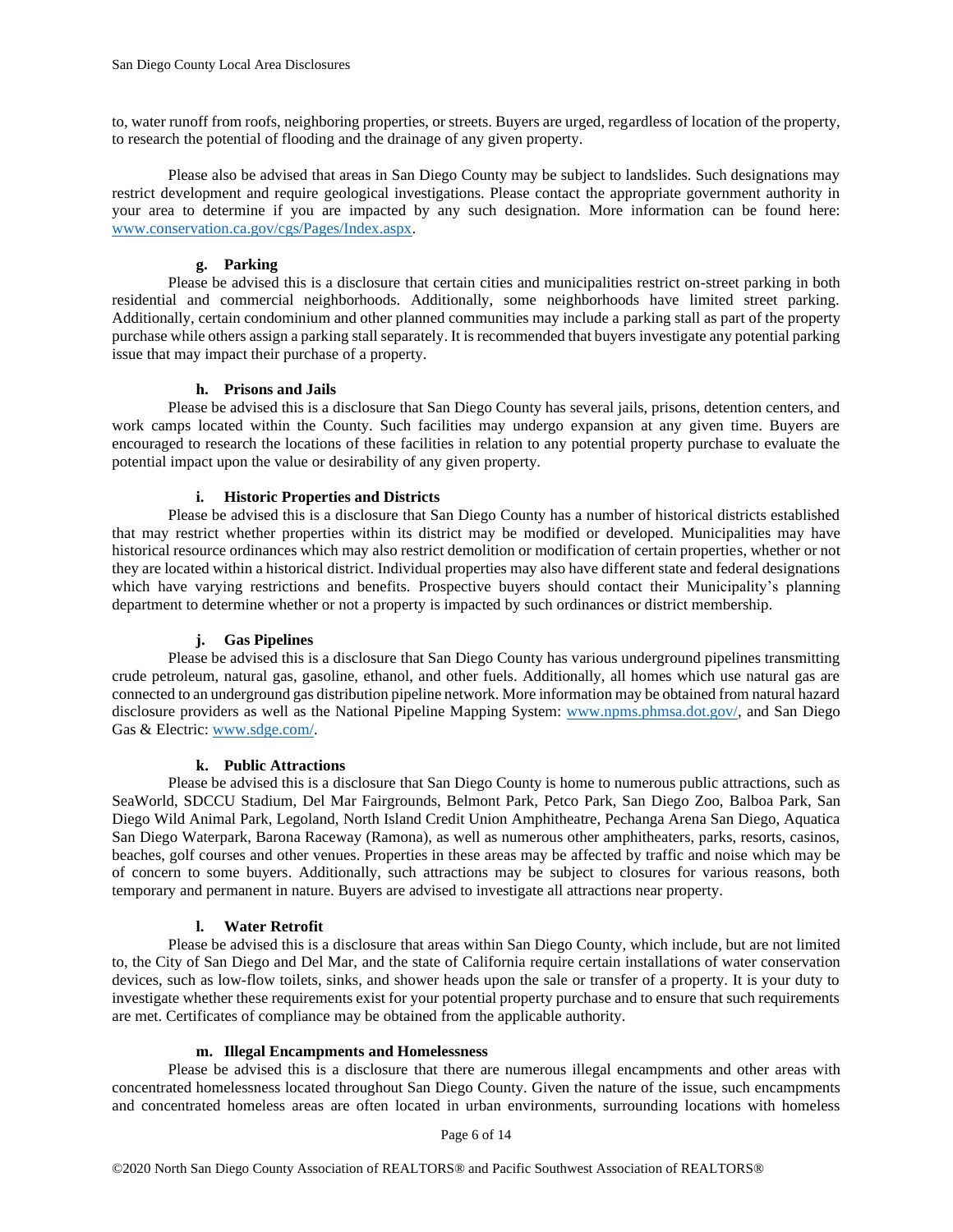to, water runoff from roofs, neighboring properties, or streets. Buyers are urged, regardless of location of the property, to research the potential of flooding and the drainage of any given property.

Please also be advised that areas in San Diego County may be subject to landslides. Such designations may restrict development and require geological investigations. Please contact the appropriate government authority in your area to determine if you are impacted by any such designation. More information can be found here: [www.conservation.ca.gov/cgs/Pages/Index.aspx](www.conservation.ca.gov/cgs/Pages/Index.aspx).

**g. Parking**

Please be advised this is a disclosure that certain cities and municipalities restrict on-street parking in both residential and commercial neighborhoods. Additionally, some neighborhoods have limited street parking. Additionally, certain condominium and other planned communities may include a parking stall as part of the property purchase while others assign a parking stall separately. It is recommended that buyers investigate any potential parking issue that may impact their purchase of a property.

**h. Prisons and Jails**

Please be advised this is a disclosure that San Diego County has several jails, prisons, detention centers, and work camps located within the County. Such facilities may undergo expansion at any given time. Buyers are encouraged to research the locations of these facilities in relation to any potential property purchase to evaluate the potential impact upon the value or desirability of any given property.

**i. Historic Properties and Districts**

Please be advised this is a disclosure that San Diego County has a number of historical districts established that may restrict whether properties within its district may be modified or developed. Municipalities may have historical resource ordinances which may also restrict demolition or modification of certain properties, whether or not they are located within a historical district. Individual properties may also have different state and federal designations which have varying restrictions and benefits. Prospective buyers should contact their Municipality's planning department to determine whether or not a property is impacted by such ordinances or district membership.

**j. Gas Pipelines**

Please be advised this is a disclosure that San Diego County has various underground pipelines transmitting crude petroleum, natural gas, gasoline, ethanol, and other fuels. Additionally, all homes which use natural gas are connected to an underground gas distribution pipeline network. More information may be obtained from natural hazard disclosure providers as well as the National Pipeline Mapping System: [www.npms.phmsa.dot.gov/](www.npms.phmsa.dot.gov/), and San Diego Gas & Electric: [www.sdge.com/](www.sdge.com/).

**k. Public Attractions**

Please be advised this is a disclosure that San Diego County is home to numerous public attractions, such as SeaWorld, SDCCU Stadium, Del Mar Fairgrounds, Belmont Park, Petco Park, San Diego Zoo, Balboa Park, San Diego Wild Animal Park, Legoland, North Island Credit Union Amphitheatre, Pechanga Arena San Diego, Aquatica San Diego Waterpark, Barona Raceway (Ramona), as well as numerous other amphitheaters, parks, resorts, casinos, beaches, golf courses and other venues. Properties in these areas may be affected by traffic and noise which may be of concern to some buyers. Additionally, such attractions may be subject to closures for various reasons, both temporary and permanent in nature. Buyers are advised to investigate all attractions near property.

**l. Water Retrofit**

Please be advised this is a disclosure that areas within San Diego County, which include, but are not limited to, the City of San Diego and Del Mar, and the state of California require certain installations of water conservation devices, such as low-flow toilets, sinks, and shower heads upon the sale or transfer of a property. It is your duty to investigate whether these requirements exist for your potential property purchase and to ensure that such requirements are met. Certificates of compliance may be obtained from the applicable authority.

**m. Illegal Encampments and Homelessness**

Please be advised this is a disclosure that there are numerous illegal encampments and other areas with concentrated homelessness located throughout San Diego County. Given the nature of the issue, such encampments and concentrated homeless areas are often located in urban environments, surrounding locations with homeless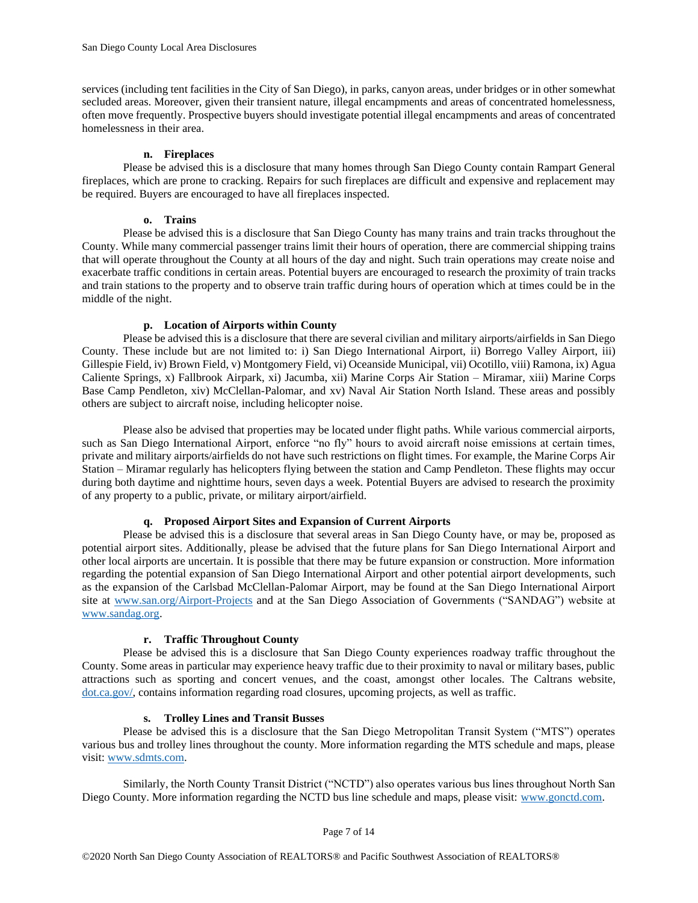services (including tent facilities in the City of San Diego), in parks, canyon areas, under bridges or in other somewhat secluded areas. Moreover, given their transient nature, illegal encampments and areas of concentrated homelessness, often move frequently. Prospective buyers should investigate potential illegal encampments and areas of concentrated homelessness in their area.

**n. Fireplaces**

Please be advised this is a disclosure that many homes through San Diego County contain Rampart General fireplaces, which are prone to cracking. Repairs for such fireplaces are difficult and expensive and replacement may be required. Buyers are encouraged to have all fireplaces inspected.

**o. Trains**

Please be advised this is a disclosure that San Diego County has many trains and train tracks throughout the County. While many commercial passenger trains limit their hours of operation, there are commercial shipping trains that will operate throughout the County at all hours of the day and night. Such train operations may create noise and exacerbate traffic conditions in certain areas. Potential buyers are encouraged to research the proximity of train tracks and train stations to the property and to observe train traffic during hours of operation which at times could be in the middle of the night.

**p. Location of Airports within County**

Please be advised this is a disclosure that there are several civilian and military airports/airfields in San Diego County. These include but are not limited to: i) San Diego International Airport, ii) Borrego Valley Airport, iii) Gillespie Field, iv) Brown Field, v) Montgomery Field, vi) Oceanside Municipal, vii) Ocotillo, viii) Ramona, ix) Agua Caliente Springs, x) Fallbrook Airpark, xi) Jacumba, xii) Marine Corps Air Station – Miramar, xiii) Marine Corps Base Camp Pendleton, xiv) McClellan-Palomar, and xv) Naval Air Station North Island. These areas and possibly others are subject to aircraft noise, including helicopter noise.

Please also be advised that properties may be located under flight paths. While various commercial airports, such as San Diego International Airport, enforce "no fly" hours to avoid aircraft noise emissions at certain times, private and military airports/airfields do not have such restrictions on flight times. For example, the Marine Corps Air Station – Miramar regularly has helicopters flying between the station and Camp Pendleton. These flights may occur during both daytime and nighttime hours, seven days a week. Potential Buyers are advised to research the proximity of any property to a public, private, or military airport/airfield.

**q. Proposed Airport Sites and Expansion of Current Airports**

Please be advised this is a disclosure that several areas in San Diego County have, or may be, proposed as potential airport sites. Additionally, please be advised that the future plans for San Diego International Airport and other local airports are uncertain. It is possible that there may be future expansion or construction. More information regarding the potential expansion of San Diego International Airport and other potential airport developments, such as the expansion of the Carlsbad McClellan-Palomar Airport, may be found at the San Diego International Airport site at www.san.org/Airport-Projects and at the San Diego Association of Governments ("SANDAG") website at www.sandag.org.

**r. Traffic Throughout County**

Please be advised this is a disclosure that San Diego County experiences roadway traffic throughout the County. Some areas in particular may experience heavy traffic due to their proximity to naval or military bases, public attractions such as sporting and concert venues, and the coast, amongst other locales. The Caltrans website, dot.ca.gov/, contains information regarding road closures, upcoming projects, as well as traffic.

**s. Trolley Lines and Transit Busses**

Please be advised this is a disclosure that the San Diego Metropolitan Transit System ("MTS") operates various bus and trolley lines throughout the county. More information regarding the MTS schedule and maps, please visit: www.sdmts.com.

Similarly, the North County Transit District ("NCTD") also operates various bus lines throughout North San Diego County. More information regarding the NCTD bus line schedule and maps, please visit: www.gonctd.com.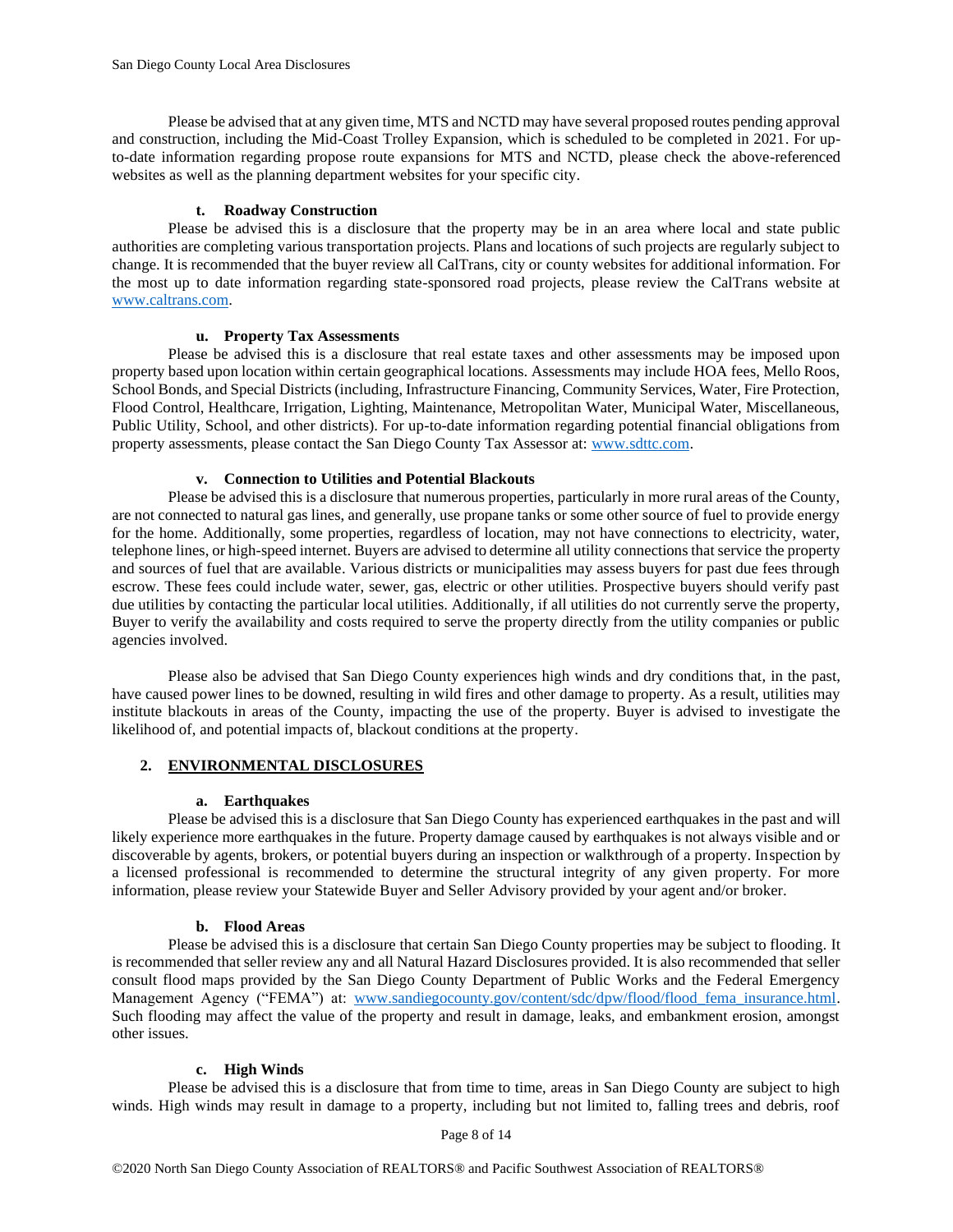Please be advised that at any given time, MTS and NCTD may have several proposed routes pending approval and construction, including the Mid-Coast Trolley Expansion, which is scheduled to be completed in 2021. For up-to-date information regarding propose route expansions for MTS and NCTD, please check the above-referenced websites as well as the planning department websites for your specific city.

#### t. Roadway Construction

Please be advised this is a disclosure that the property may be in an area where local and state public authorities are completing various transportation projects. Plans and locations of such projects are regularly subject to change. It is recommended that the buyer review all CalTrans, city or county websites for additional information. For the most up to date information regarding state-sponsored road projects, please review the CalTrans website at www.caltrans.com.

#### u. Property Tax Assessments

Please be advised this is a disclosure that real estate taxes and other assessments may be imposed upon property based upon location within certain geographical locations. Assessments may include HOA fees, Mello Roos, School Bonds, and Special Districts (including, Infrastructure Financing, Community Services, Water, Fire Protection, Flood Control, Healthcare, Irrigation, Lighting, Maintenance, Metropolitan Water, Municipal Water, Miscellaneous, Public Utility, School, and other districts). For up-to-date information regarding potential financial obligations from property assessments, please contact the San Diego County Tax Assessor at: www.sdttc.com.

#### v. Connection to Utilities and Potential Blackouts

Please be advised this is a disclosure that numerous properties, particularly in more rural areas of the County, are not connected to natural gas lines, and generally, use propane tanks or some other source of fuel to provide energy for the home. Additionally, some properties, regardless of location, may not have connections to electricity, water, telephone lines, or high-speed internet. Buyers are advised to determine all utility connections that service the property and sources of fuel that are available. Various districts or municipalities may assess buyers for past due fees through escrow. These fees could include water, sewer, gas, electric or other utilities. Prospective buyers should verify past due utilities by contacting the particular local utilities. Additionally, if all utilities do not currently serve the property, Buyer to verify the availability and costs required to serve the property directly from the utility companies or public agencies involved.

Please also be advised that San Diego County experiences high winds and dry conditions that, in the past, have caused power lines to be downed, resulting in wild fires and other damage to property. As a result, utilities may institute blackouts in areas of the County, impacting the use of the property. Buyer is advised to investigate the likelihood of, and potential impacts of, blackout conditions at the property.

### 2. ENVIRONMENTAL DISCLOSURES

#### a. Earthquakes

Please be advised this is a disclosure that San Diego County has experienced earthquakes in the past and will likely experience more earthquakes in the future. Property damage caused by earthquakes is not always visible and or discoverable by agents, brokers, or potential buyers during an inspection or walkthrough of a property. Inspection by a licensed professional is recommended to determine the structural integrity of any given property. For more information, please review your Statewide Buyer and Seller Advisory provided by your agent and/or broker.

#### b. Flood Areas

Please be advised this is a disclosure that certain San Diego County properties may be subject to flooding. It is recommended that seller review any and all Natural Hazard Disclosures provided. It is also recommended that seller consult flood maps provided by the San Diego County Department of Public Works and the Federal Emergency Management Agency ("FEMA") at: www.sandiegocounty.gov/content/sdc/dpw/flood/flood_fema_insurance.html. Such flooding may affect the value of the property and result in damage, leaks, and embankment erosion, amongst other issues.

#### c. High Winds

Please be advised this is a disclosure that from time to time, areas in San Diego County are subject to high winds. High winds may result in damage to a property, including but not limited to, falling trees and debris, roof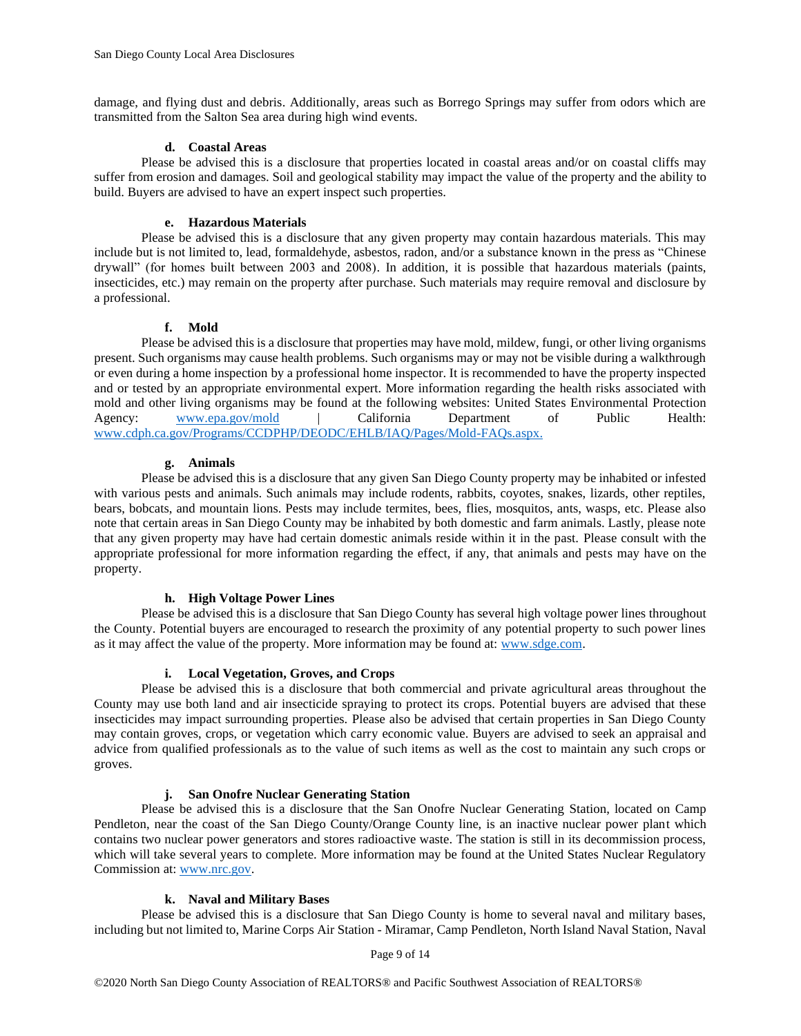damage, and flying dust and debris. Additionally, areas such as Borrego Springs may suffer from odors which are transmitted from the Salton Sea area during high wind events.

#### d. Coastal Areas

Please be advised this is a disclosure that properties located in coastal areas and/or on coastal cliffs may suffer from erosion and damages. Soil and geological stability may impact the value of the property and the ability to build. Buyers are advised to have an expert inspect such properties.

#### e. Hazardous Materials

Please be advised this is a disclosure that any given property may contain hazardous materials. This may include but is not limited to, lead, formaldehyde, asbestos, radon, and/or a substance known in the press as "Chinese drywall" (for homes built between 2003 and 2008). In addition, it is possible that hazardous materials (paints, insecticides, etc.) may remain on the property after purchase. Such materials may require removal and disclosure by a professional.

#### f. Mold

Please be advised this is a disclosure that properties may have mold, mildew, fungi, or other living organisms present. Such organisms may cause health problems. Such organisms may or may not be visible during a walkthrough or even during a home inspection by a professional home inspector. It is recommended to have the property inspected and or tested by an appropriate environmental expert. More information regarding the health risks associated with mold and other living organisms may be found at the following websites: United States Environmental Protection Agency: [www.epa.gov/mold](www.epa.gov/mold) | California Department of Public Health: [www.cdph.ca.gov/Programs/CCDPHP/DEODC/EHLB/IAQ/Pages/Mold-FAQs.aspx.](www.cdph.ca.gov/Programs/CCDPHP/DEODC/EHLB/IAQ/Pages/Mold-FAQs.aspx)

#### g. Animals

Please be advised this is a disclosure that any given San Diego County property may be inhabited or infested with various pests and animals. Such animals may include rodents, rabbits, coyotes, snakes, lizards, other reptiles, bears, bobcats, and mountain lions. Pests may include termites, bees, flies, mosquitos, ants, wasps, etc. Please also note that certain areas in San Diego County may be inhabited by both domestic and farm animals. Lastly, please note that any given property may have had certain domestic animals reside within it in the past. Please consult with the appropriate professional for more information regarding the effect, if any, that animals and pests may have on the property.

#### h. High Voltage Power Lines

Please be advised this is a disclosure that San Diego County has several high voltage power lines throughout the County. Potential buyers are encouraged to research the proximity of any potential property to such power lines as it may affect the value of the property. More information may be found at: [www.sdge.com](www.sdge.com).

#### i. Local Vegetation, Groves, and Crops

Please be advised this is a disclosure that both commercial and private agricultural areas throughout the County may use both land and air insecticide spraying to protect its crops. Potential buyers are advised that these insecticides may impact surrounding properties. Please also be advised that certain properties in San Diego County may contain groves, crops, or vegetation which carry economic value. Buyers are advised to seek an appraisal and advice from qualified professionals as to the value of such items as well as the cost to maintain any such crops or groves.

#### j. San Onofre Nuclear Generating Station

Please be advised this is a disclosure that the San Onofre Nuclear Generating Station, located on Camp Pendleton, near the coast of the San Diego County/Orange County line, is an inactive nuclear power plant which contains two nuclear power generators and stores radioactive waste. The station is still in its decommission process, which will take several years to complete. More information may be found at the United States Nuclear Regulatory Commission at: [www.nrc.gov](www.nrc.gov).

#### k. Naval and Military Bases

Please be advised this is a disclosure that San Diego County is home to several naval and military bases, including but not limited to, Marine Corps Air Station - Miramar, Camp Pendleton, North Island Naval Station, Naval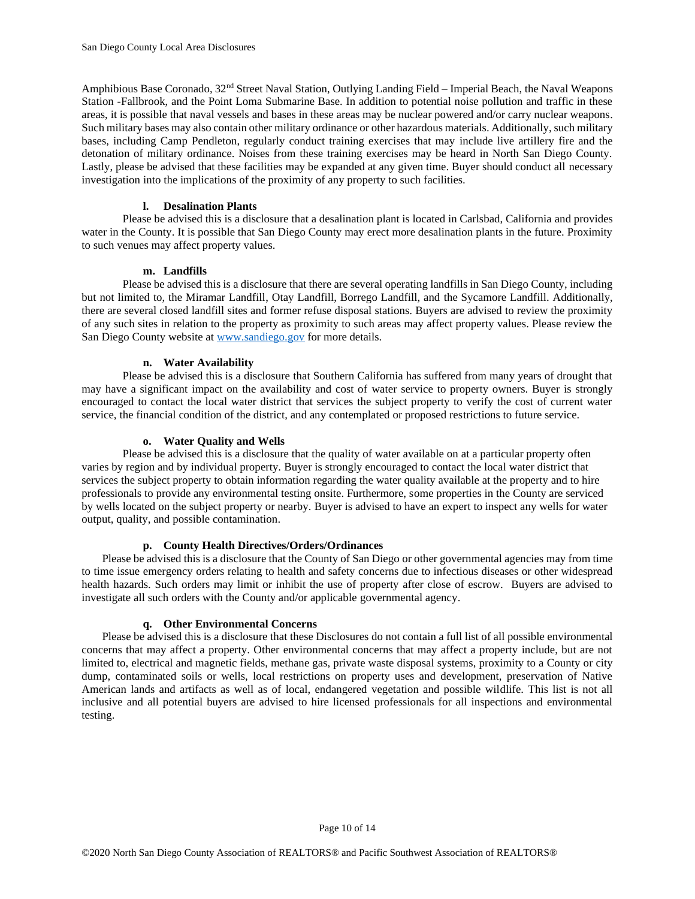Amphibious Base Coronado, 32nd Street Naval Station, Outlying Landing Field – Imperial Beach, the Naval Weapons Station -Fallbrook, and the Point Loma Submarine Base. In addition to potential noise pollution and traffic in these areas, it is possible that naval vessels and bases in these areas may be nuclear powered and/or carry nuclear weapons. Such military bases may also contain other military ordinance or other hazardous materials. Additionally, such military bases, including Camp Pendleton, regularly conduct training exercises that may include live artillery fire and the detonation of military ordinance. Noises from these training exercises may be heard in North San Diego County. Lastly, please be advised that these facilities may be expanded at any given time. Buyer should conduct all necessary investigation into the implications of the proximity of any property to such facilities.

**l. Desalination Plants**

Please be advised this is a disclosure that a desalination plant is located in Carlsbad, California and provides water in the County. It is possible that San Diego County may erect more desalination plants in the future. Proximity to such venues may affect property values.

**m. Landfills**

Please be advised this is a disclosure that there are several operating landfills in San Diego County, including but not limited to, the Miramar Landfill, Otay Landfill, Borrego Landfill, and the Sycamore Landfill. Additionally, there are several closed landfill sites and former refuse disposal stations. Buyers are advised to review the proximity of any such sites in relation to the property as proximity to such areas may affect property values. Please review the San Diego County website at [www.sandiego.gov](www.sandiego.gov) for more details.

**n. Water Availability**

Please be advised this is a disclosure that Southern California has suffered from many years of drought that may have a significant impact on the availability and cost of water service to property owners. Buyer is strongly encouraged to contact the local water district that services the subject property to verify the cost of current water service, the financial condition of the district, and any contemplated or proposed restrictions to future service.

**o. Water Quality and Wells**

Please be advised this is a disclosure that the quality of water available on at a particular property often varies by region and by individual property. Buyer is strongly encouraged to contact the local water district that services the subject property to obtain information regarding the water quality available at the property and to hire professionals to provide any environmental testing onsite. Furthermore, some properties in the County are serviced by wells located on the subject property or nearby. Buyer is advised to have an expert to inspect any wells for water output, quality, and possible contamination.

**p. County Health Directives/Orders/Ordinances**

Please be advised this is a disclosure that the County of San Diego or other governmental agencies may from time to time issue emergency orders relating to health and safety concerns due to infectious diseases or other widespread health hazards. Such orders may limit or inhibit the use of property after close of escrow. Buyers are advised to investigate all such orders with the County and/or applicable governmental agency.

**q. Other Environmental Concerns**

Please be advised this is a disclosure that these Disclosures do not contain a full list of all possible environmental concerns that may affect a property. Other environmental concerns that may affect a property include, but are not limited to, electrical and magnetic fields, methane gas, private waste disposal systems, proximity to a County or city dump, contaminated soils or wells, local restrictions on property uses and development, preservation of Native American lands and artifacts as well as of local, endangered vegetation and possible wildlife. This list is not all inclusive and all potential buyers are advised to hire licensed professionals for all inspections and environmental testing.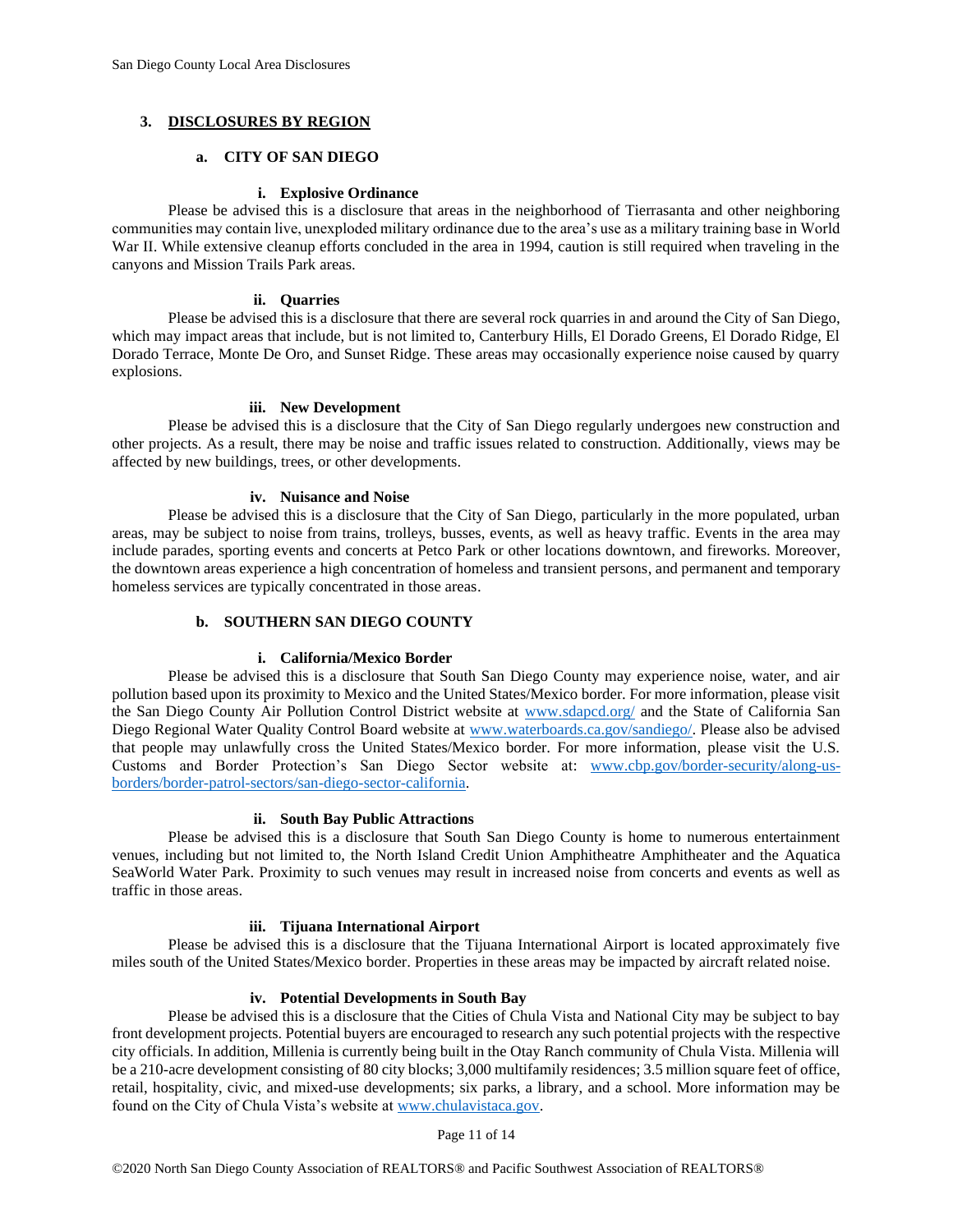## 3. DISCLOSURES BY REGION

### a. CITY OF SAN DIEGO

#### i. Explosive Ordinance

Please be advised this is a disclosure that areas in the neighborhood of Tierrasanta and other neighboring communities may contain live, unexploded military ordinance due to the area's use as a military training base in World War II. While extensive cleanup efforts concluded in the area in 1994, caution is still required when traveling in the canyons and Mission Trails Park areas.

#### ii. Quarries

Please be advised this is a disclosure that there are several rock quarries in and around the City of San Diego, which may impact areas that include, but is not limited to, Canterbury Hills, El Dorado Greens, El Dorado Ridge, El Dorado Terrace, Monte De Oro, and Sunset Ridge. These areas may occasionally experience noise caused by quarry explosions.

#### iii. New Development

Please be advised this is a disclosure that the City of San Diego regularly undergoes new construction and other projects. As a result, there may be noise and traffic issues related to construction. Additionally, views may be affected by new buildings, trees, or other developments.

#### iv. Nuisance and Noise

Please be advised this is a disclosure that the City of San Diego, particularly in the more populated, urban areas, may be subject to noise from trains, trolleys, busses, events, as well as heavy traffic. Events in the area may include parades, sporting events and concerts at Petco Park or other locations downtown, and fireworks. Moreover, the downtown areas experience a high concentration of homeless and transient persons, and permanent and temporary homeless services are typically concentrated in those areas.

### b. SOUTHERN SAN DIEGO COUNTY

#### i. California/Mexico Border

Please be advised this is a disclosure that South San Diego County may experience noise, water, and air pollution based upon its proximity to Mexico and the United States/Mexico border. For more information, please visit the San Diego County Air Pollution Control District website at www.sdapcd.org/ and the State of California San Diego Regional Water Quality Control Board website at www.waterboards.ca.gov/sandiego/. Please also be advised that people may unlawfully cross the United States/Mexico border. For more information, please visit the U.S. Customs and Border Protection's San Diego Sector website at: www.cbp.gov/border-security/along-us-borders/border-patrol-sectors/san-diego-sector-california.

#### ii. South Bay Public Attractions

Please be advised this is a disclosure that South San Diego County is home to numerous entertainment venues, including but not limited to, the North Island Credit Union Amphitheatre Amphitheater and the Aquatica SeaWorld Water Park. Proximity to such venues may result in increased noise from concerts and events as well as traffic in those areas.

#### iii. Tijuana International Airport

Please be advised this is a disclosure that the Tijuana International Airport is located approximately five miles south of the United States/Mexico border. Properties in these areas may be impacted by aircraft related noise.

#### iv. Potential Developments in South Bay

Please be advised this is a disclosure that the Cities of Chula Vista and National City may be subject to bay front development projects. Potential buyers are encouraged to research any such potential projects with the respective city officials. In addition, Millenia is currently being built in the Otay Ranch community of Chula Vista. Millenia will be a 210-acre development consisting of 80 city blocks; 3,000 multifamily residences; 3.5 million square feet of office, retail, hospitality, civic, and mixed-use developments; six parks, a library, and a school. More information may be found on the City of Chula Vista's website at www.chulavistaca.gov.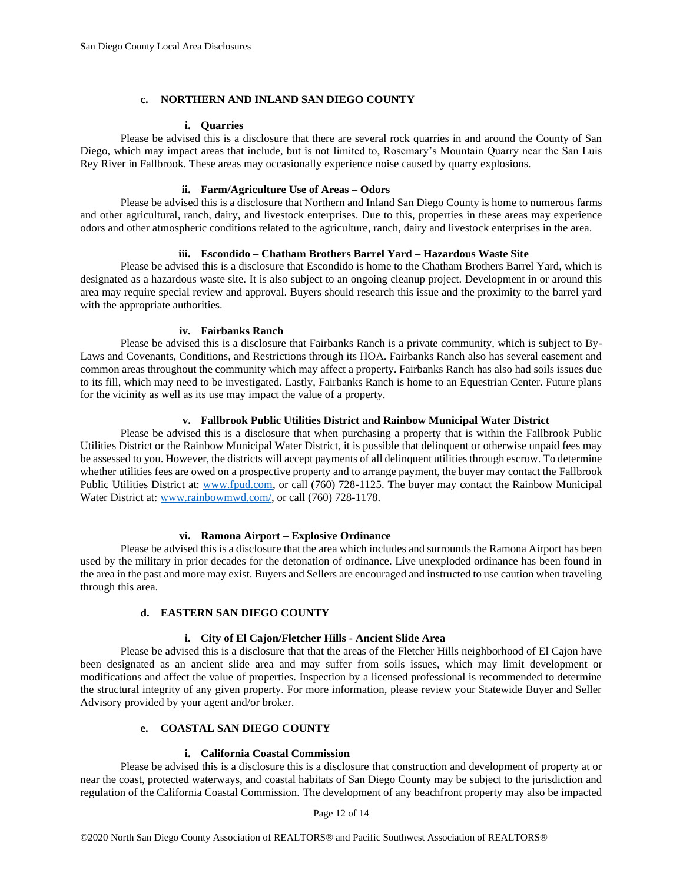### c. NORTHERN AND INLAND SAN DIEGO COUNTY

#### i. Quarries

Please be advised this is a disclosure that there are several rock quarries in and around the County of San Diego, which may impact areas that include, but is not limited to, Rosemary's Mountain Quarry near the San Luis Rey River in Fallbrook. These areas may occasionally experience noise caused by quarry explosions.

#### ii. Farm/Agriculture Use of Areas – Odors

Please be advised this is a disclosure that Northern and Inland San Diego County is home to numerous farms and other agricultural, ranch, dairy, and livestock enterprises. Due to this, properties in these areas may experience odors and other atmospheric conditions related to the agriculture, ranch, dairy and livestock enterprises in the area.

#### iii. Escondido – Chatham Brothers Barrel Yard – Hazardous Waste Site

Please be advised this is a disclosure that Escondido is home to the Chatham Brothers Barrel Yard, which is designated as a hazardous waste site. It is also subject to an ongoing cleanup project. Development in or around this area may require special review and approval. Buyers should research this issue and the proximity to the barrel yard with the appropriate authorities.

#### iv. Fairbanks Ranch

Please be advised this is a disclosure that Fairbanks Ranch is a private community, which is subject to By-Laws and Covenants, Conditions, and Restrictions through its HOA. Fairbanks Ranch also has several easement and common areas throughout the community which may affect a property. Fairbanks Ranch has also had soils issues due to its fill, which may need to be investigated. Lastly, Fairbanks Ranch is home to an Equestrian Center. Future plans for the vicinity as well as its use may impact the value of a property.

#### v. Fallbrook Public Utilities District and Rainbow Municipal Water District

Please be advised this is a disclosure that when purchasing a property that is within the Fallbrook Public Utilities District or the Rainbow Municipal Water District, it is possible that delinquent or otherwise unpaid fees may be assessed to you. However, the districts will accept payments of all delinquent utilities through escrow. To determine whether utilities fees are owed on a prospective property and to arrange payment, the buyer may contact the Fallbrook Public Utilities District at: [www.fpud.com](http://www.fpud.com), or call (760) 728-1125. The buyer may contact the Rainbow Municipal Water District at: [www.rainbowmwd.com/](http://www.rainbowmwd.com/), or call (760) 728-1178.

#### vi. Ramona Airport – Explosive Ordinance

Please be advised this is a disclosure that the area which includes and surrounds the Ramona Airport has been used by the military in prior decades for the detonation of ordinance. Live unexploded ordinance has been found in the area in the past and more may exist. Buyers and Sellers are encouraged and instructed to use caution when traveling through this area.

### d. EASTERN SAN DIEGO COUNTY

#### i. City of El Cajon/Fletcher Hills - Ancient Slide Area

Please be advised this is a disclosure that that the areas of the Fletcher Hills neighborhood of El Cajon have been designated as an ancient slide area and may suffer from soils issues, which may limit development or modifications and affect the value of properties. Inspection by a licensed professional is recommended to determine the structural integrity of any given property. For more information, please review your Statewide Buyer and Seller Advisory provided by your agent and/or broker.

### e. COASTAL SAN DIEGO COUNTY

#### i. California Coastal Commission

Please be advised this is a disclosure this is a disclosure that construction and development of property at or near the coast, protected waterways, and coastal habitats of San Diego County may be subject to the jurisdiction and regulation of the California Coastal Commission. The development of any beachfront property may also be impacted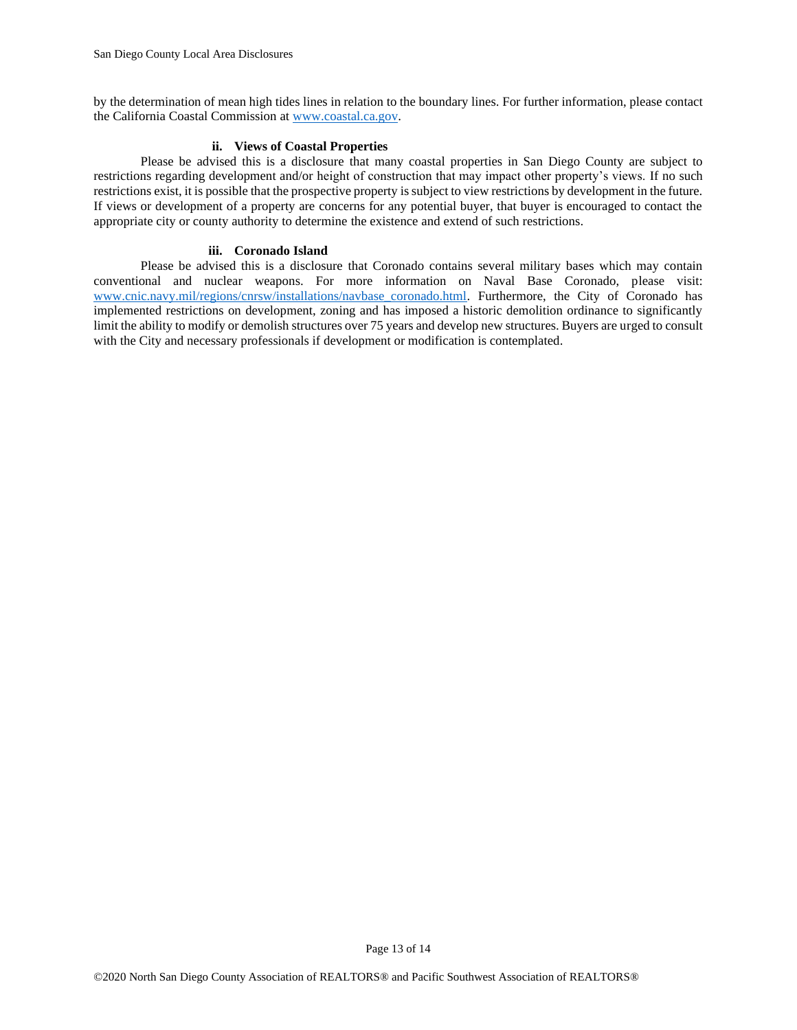by the determination of mean high tides lines in relation to the boundary lines. For further information, please contact the California Coastal Commission at [www.coastal.ca.gov](http://www.coastal.ca.gov).

#### ii. Views of Coastal Properties

Please be advised this is a disclosure that many coastal properties in San Diego County are subject to restrictions regarding development and/or height of construction that may impact other property's views. If no such restrictions exist, it is possible that the prospective property is subject to view restrictions by development in the future. If views or development of a property are concerns for any potential buyer, that buyer is encouraged to contact the appropriate city or county authority to determine the existence and extend of such restrictions.

#### iii. Coronado Island

Please be advised this is a disclosure that Coronado contains several military bases which may contain conventional and nuclear weapons. For more information on Naval Base Coronado, please visit: [www.cnic.navy.mil/regions/cnrsw/installations/navbase_coronado.html](http://www.cnic.navy.mil/regions/cnrsw/installations/navbase_coronado.html). Furthermore, the City of Coronado has implemented restrictions on development, zoning and has imposed a historic demolition ordinance to significantly limit the ability to modify or demolish structures over 75 years and develop new structures. Buyers are urged to consult with the City and necessary professionals if development or modification is contemplated.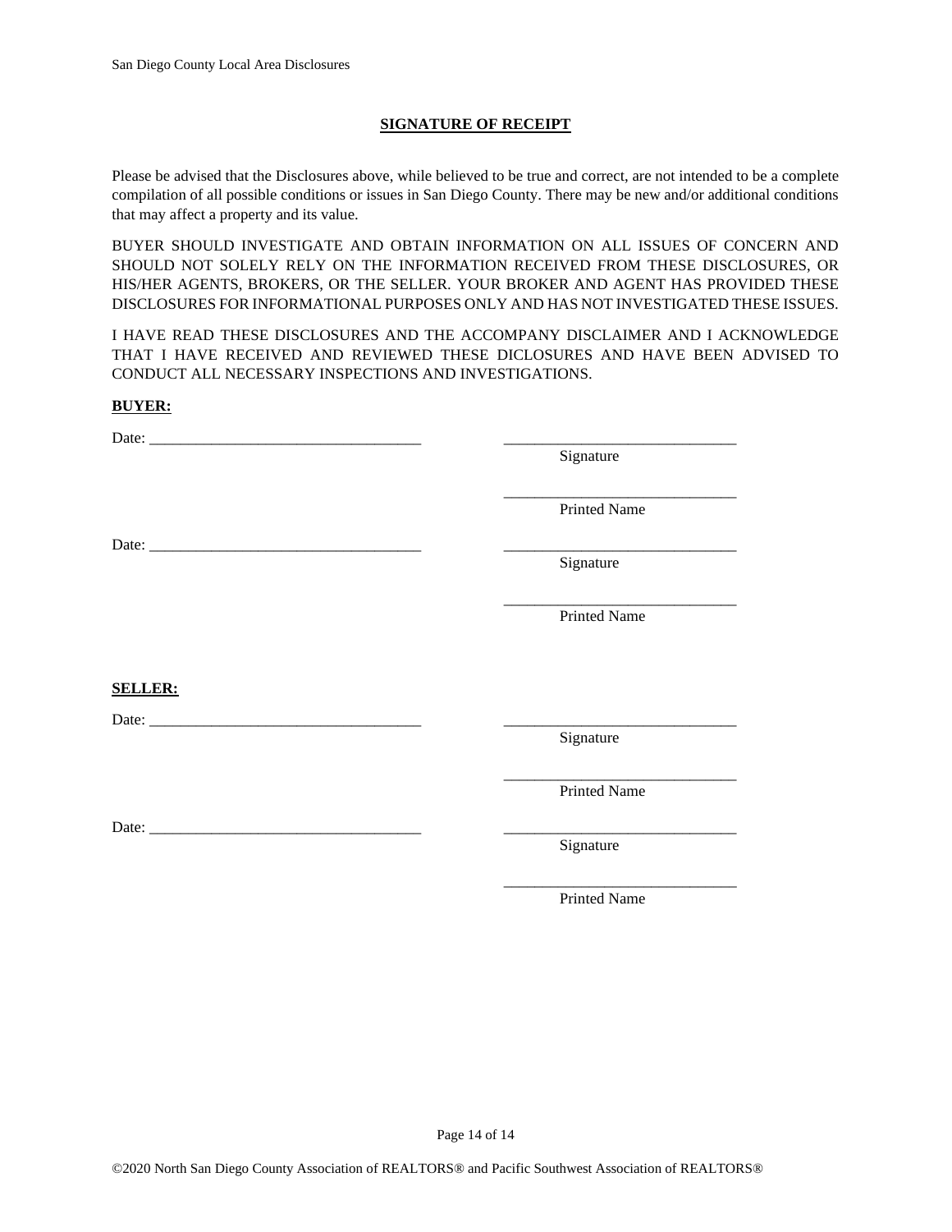## SIGNATURE OF RECEIPT

Please be advised that the Disclosures above, while believed to be true and correct, are not intended to be a complete compilation of all possible conditions or issues in San Diego County. There may be new and/or additional conditions that may affect a property and its value.

BUYER SHOULD INVESTIGATE AND OBTAIN INFORMATION ON ALL ISSUES OF CONCERN AND SHOULD NOT SOLELY RELY ON THE INFORMATION RECEIVED FROM THESE DISCLOSURES, OR HIS/HER AGENTS, BROKERS, OR THE SELLER. YOUR BROKER AND AGENT HAS PROVIDED THESE DISCLOSURES FOR INFORMATIONAL PURPOSES ONLY AND HAS NOT INVESTIGATED THESE ISSUES.

I HAVE READ THESE DISCLOSURES AND THE ACCOMPANY DISCLAIMER AND I ACKNOWLEDGE THAT I HAVE RECEIVED AND REVIEWED THESE DICLOSURES AND HAVE BEEN ADVISED TO CONDUCT ALL NECESSARY INSPECTIONS AND INVESTIGATIONS.

**BUYER:**

Date: ___________________________________ ______________________________
Signature

______________________________
Printed Name

Date: ___________________________________ ______________________________
Signature

______________________________
Printed Name

**SELLER:**

Date: ___________________________________ ______________________________
Signature

______________________________
Printed Name

Date: ___________________________________ ______________________________
Signature

______________________________
Printed Name

©2020 North San Diego County Association of REALTORS® and Pacific Southwest Association of REALTORS®